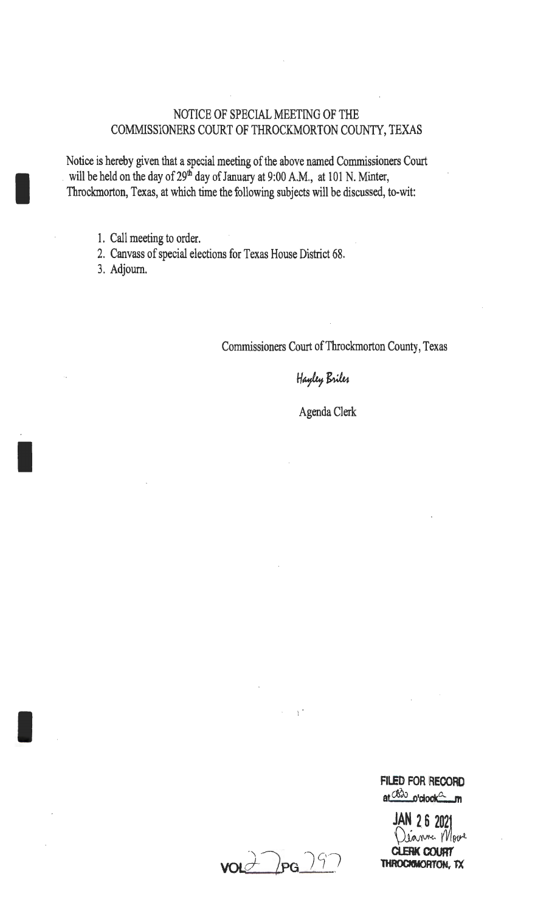# NOTICE OF SPECIAL MEETING OF THE COMMISSIONERS COURT OF THROCKMORTON COUNTY, TEXAS

Notice is hereby given that a special meeting of the above named Commissioners Court will be held on the day of 29th day of January at 9:00 A.M., at 101 N. Minter, Throckmorton, Texas, at which time the following subjects will be discussed, to-wit:

1. Call meeting to order.
2. Canvass of special elections for Texas House District 68.
3. Adjourn.

Commissioners Court of Throckmorton County, Texas

*Hayley Briles*

Agenda Clerk

FILED FOR RECORD
at 0830 o'clock a m

JAN 26 2021
Dianne Moore
CLERK COURT
THROCKMORTON, TX

VOL 27 PG 797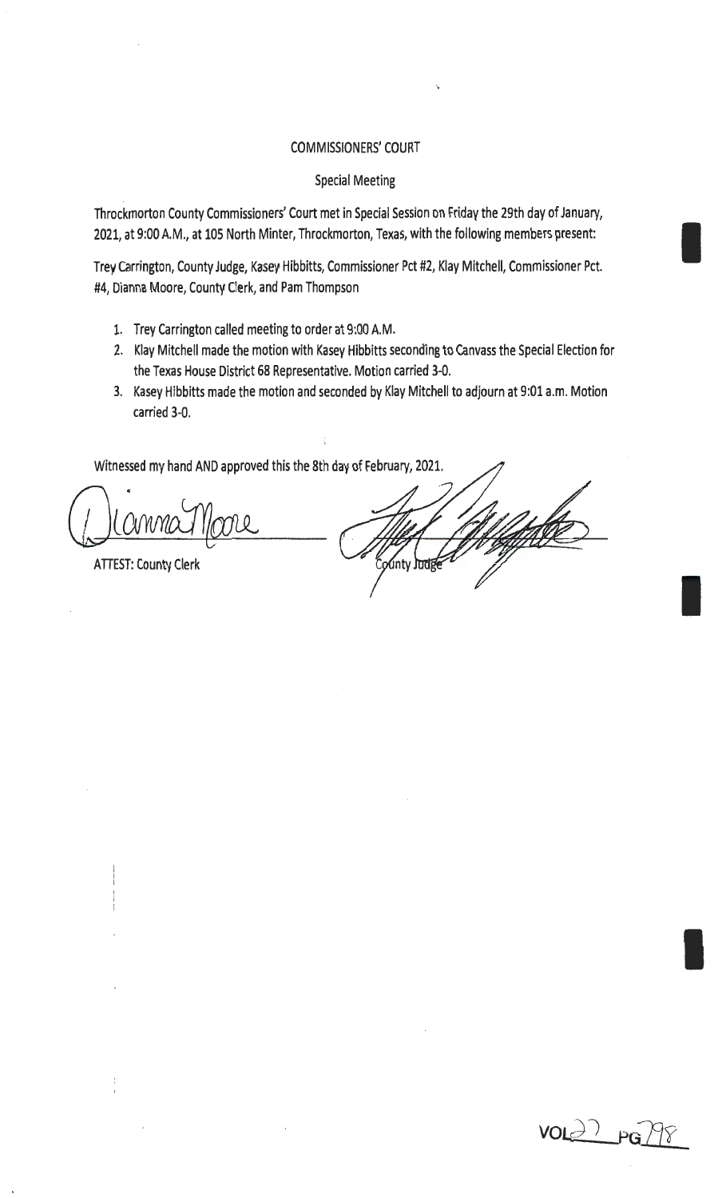COMMISSIONERS' COURT

Special Meeting

Throckmorton County Commissioners' Court met in Special Session on Friday the 29th day of January, 2021, at 9:00 A.M., at 105 North Minter, Throckmorton, Texas, with the following members present:

Trey Carrington, County Judge, Kasey Hibbitts, Commissioner Pct #2, Klay Mitchell, Commissioner Pct. #4, Dianna Moore, County Clerk, and Pam Thompson

1. Trey Carrington called meeting to order at 9:00 A.M.
2. Klay Mitchell made the motion with Kasey Hibbitts seconding to Canvass the Special Election for the Texas House District 68 Representative. Motion carried 3-0.
3. Kasey Hibbitts made the motion and seconded by Klay Mitchell to adjourn at 9:01 a.m. Motion carried 3-0.

Witnessed my hand AND approved this the 8th day of February, 2021.

ATTEST: County Clerk

County Judge

VOL 27 PG 798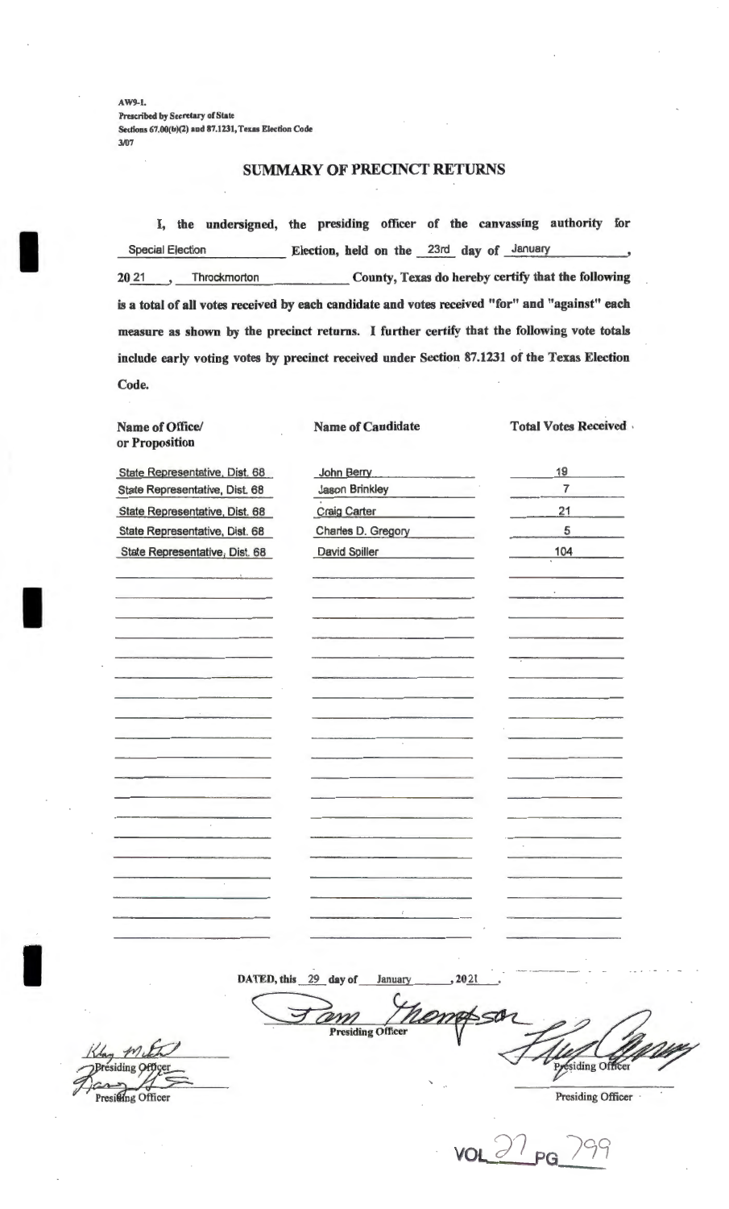AW9-1.
Prescribed by Secretary of State
Sections 67.00(b)(2) and 87.1231, Texas Election Code
3/07

# SUMMARY OF PRECINCT RETURNS

I, the undersigned, the presiding officer of the canvassing authority for Special Election Election, held on the 23rd day of January, 20 21, Throckmorton County, Texas do hereby certify that the following is a total of all votes received by each candidate and votes received "for" and "against" each measure as shown by the precinct returns. I further certify that the following vote totals include early voting votes by precinct received under Section 87.1231 of the Texas Election Code.

| Name of Office/ or Proposition | Name of Candidate | Total Votes Received |
|---|---|---|
| State Representative, Dist. 68 | John Berry | 19 |
| State Representative, Dist. 68 | Jason Brinkley | 7 |
| State Representative, Dist. 68 | Craig Carter | 21 |
| State Representative, Dist. 68 | Charles D. Gregory | 5 |
| State Representative, Dist. 68 | David Spiller | 104 |

DATED, this 29 day of January, 2021.

Pam Thompson
Presiding Officer

Presiding Officer

Presiding Officer

Presiding Officer

Presiding Officer

VOL 27 PG 799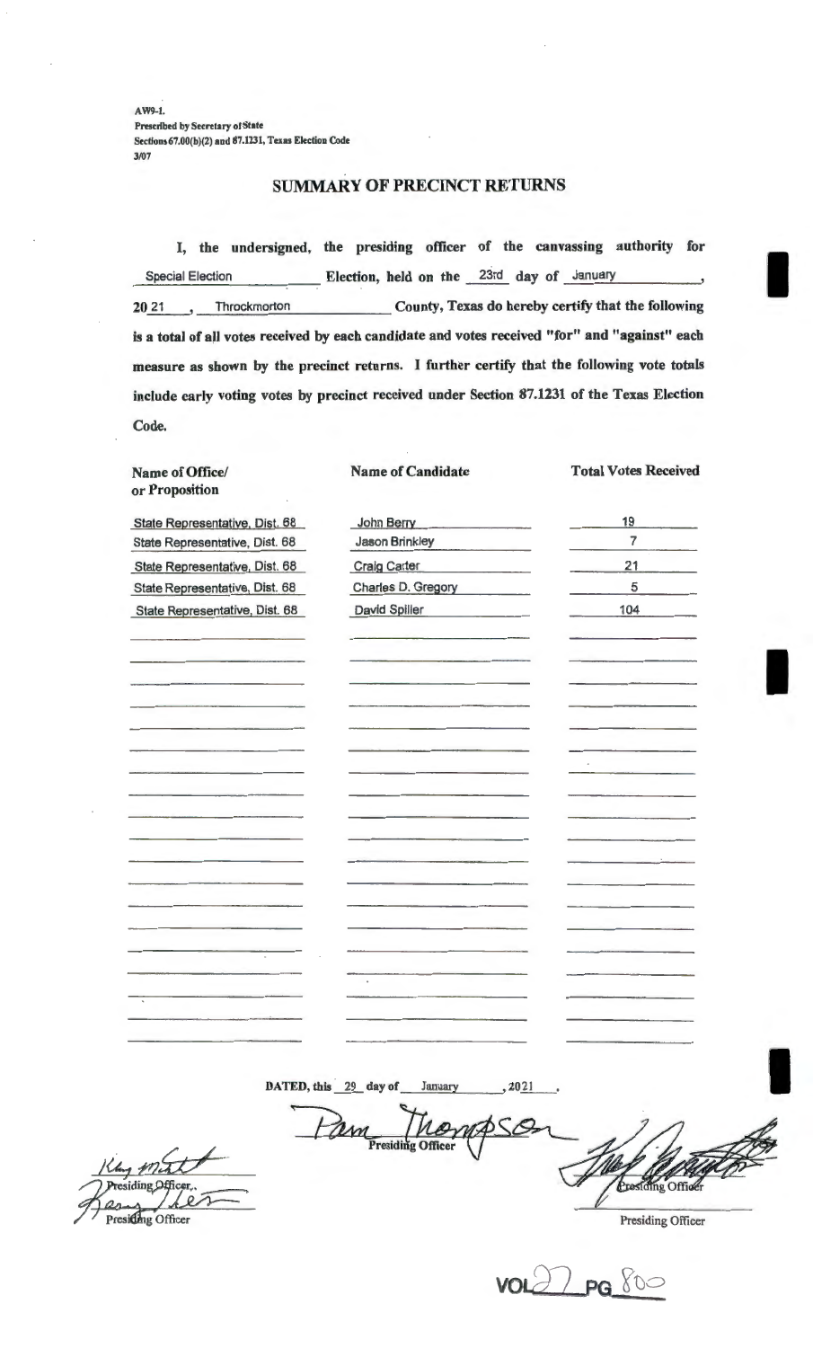AW9-1.
Prescribed by Secretary of State
Sections 67.00(b)(2) and 87.1231, Texas Election Code
3/07

## SUMMARY OF PRECINCT RETURNS

I, the undersigned, the presiding officer of the canvassing authority for Special Election Election, held on the 23rd day of January, 20 21, Throckmorton County, Texas do hereby certify that the following is a total of all votes received by each candidate and votes received "for" and "against" each measure as shown by the precinct returns. I further certify that the following vote totals include early voting votes by precinct received under Section 87.1231 of the Texas Election Code.

| Name of Office/ or Proposition | Name of Candidate | Total Votes Received |
|---|---|---|
| State Representative, Dist. 68 | John Berry | 19 |
| State Representative, Dist. 68 | Jason Brinkley | 7 |
| State Representative, Dist. 68 | Craig Carter | 21 |
| State Representative, Dist. 68 | Charles D. Gregory | 5 |
| State Representative, Dist. 68 | David Spiller | 104 |

DATED, this 29 day of January, 2021.

Pam Thompson
Presiding Officer

Presiding Officer

Presiding Officer

Presiding Officer

Presiding Officer

VOL 27 PG 800